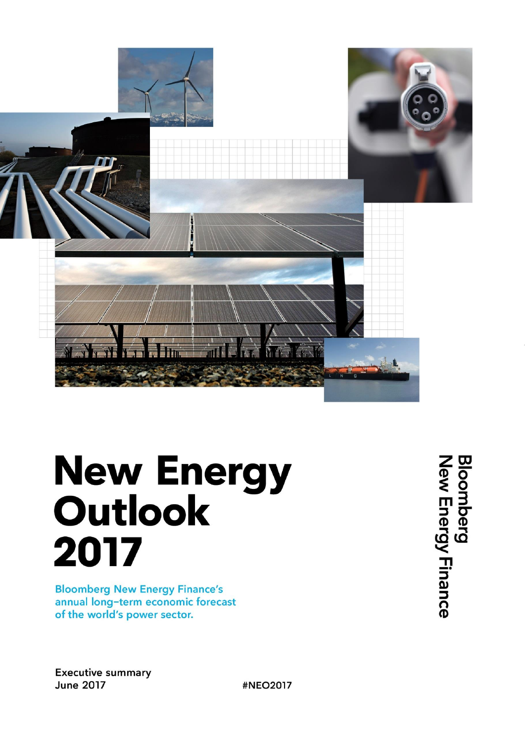# New Energy Outlook 2017

Bloomberg New Energy Finance's annual long-term economic forecast of the world's power sector.

Bloomberg New Energy Finance

Executive summary
June 2017

#NEO2017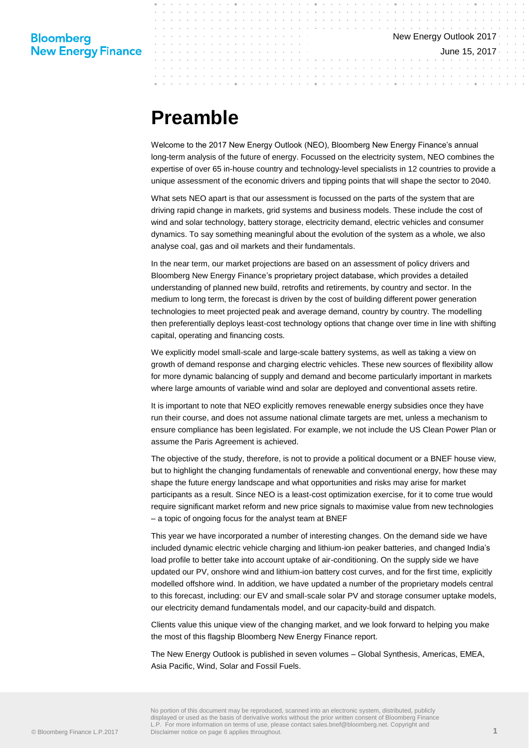# Preamble

Welcome to the 2017 New Energy Outlook (NEO), Bloomberg New Energy Finance's annual long-term analysis of the future of energy. Focussed on the electricity system, NEO combines the expertise of over 65 in-house country and technology-level specialists in 12 countries to provide a unique assessment of the economic drivers and tipping points that will shape the sector to 2040.

What sets NEO apart is that our assessment is focussed on the parts of the system that are driving rapid change in markets, grid systems and business models. These include the cost of wind and solar technology, battery storage, electricity demand, electric vehicles and consumer dynamics. To say something meaningful about the evolution of the system as a whole, we also analyse coal, gas and oil markets and their fundamentals.

In the near term, our market projections are based on an assessment of policy drivers and Bloomberg New Energy Finance's proprietary project database, which provides a detailed understanding of planned new build, retrofits and retirements, by country and sector. In the medium to long term, the forecast is driven by the cost of building different power generation technologies to meet projected peak and average demand, country by country. The modelling then preferentially deploys least-cost technology options that change over time in line with shifting capital, operating and financing costs.

We explicitly model small-scale and large-scale battery systems, as well as taking a view on growth of demand response and charging electric vehicles. These new sources of flexibility allow for more dynamic balancing of supply and demand and become particularly important in markets where large amounts of variable wind and solar are deployed and conventional assets retire.

It is important to note that NEO explicitly removes renewable energy subsidies once they have run their course, and does not assume national climate targets are met, unless a mechanism to ensure compliance has been legislated. For example, we not include the US Clean Power Plan or assume the Paris Agreement is achieved.

The objective of the study, therefore, is not to provide a political document or a BNEF house view, but to highlight the changing fundamentals of renewable and conventional energy, how these may shape the future energy landscape and what opportunities and risks may arise for market participants as a result. Since NEO is a least-cost optimization exercise, for it to come true would require significant market reform and new price signals to maximise value from new technologies – a topic of ongoing focus for the analyst team at BNEF

This year we have incorporated a number of interesting changes. On the demand side we have included dynamic electric vehicle charging and lithium-ion peaker batteries, and changed India's load profile to better take into account uptake of air-conditioning. On the supply side we have updated our PV, onshore wind and lithium-ion battery cost curves, and for the first time, explicitly modelled offshore wind. In addition, we have updated a number of the proprietary models central to this forecast, including: our EV and small-scale solar PV and storage consumer uptake models, our electricity demand fundamentals model, and our capacity-build and dispatch.

Clients value this unique view of the changing market, and we look forward to helping you make the most of this flagship Bloomberg New Energy Finance report.

The New Energy Outlook is published in seven volumes – Global Synthesis, Americas, EMEA, Asia Pacific, Wind, Solar and Fossil Fuels.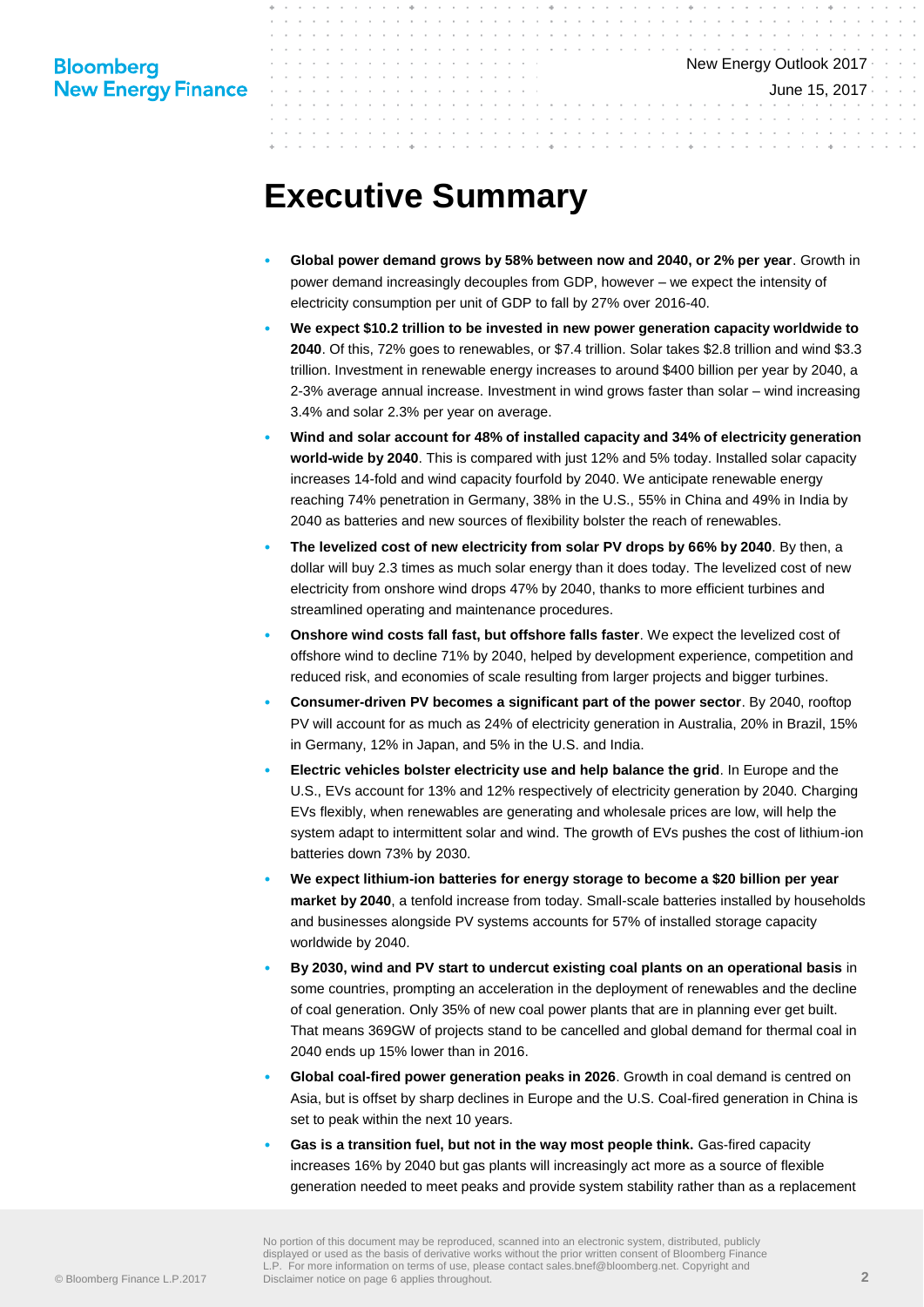# Executive Summary

- **Global power demand grows by 58% between now and 2040, or 2% per year**. Growth in power demand increasingly decouples from GDP, however – we expect the intensity of electricity consumption per unit of GDP to fall by 27% over 2016-40.
- **We expect $10.2 trillion to be invested in new power generation capacity worldwide to 2040**. Of this, 72% goes to renewables, or $7.4 trillion. Solar takes $2.8 trillion and wind $3.3 trillion. Investment in renewable energy increases to around $400 billion per year by 2040, a 2-3% average annual increase. Investment in wind grows faster than solar – wind increasing 3.4% and solar 2.3% per year on average.
- **Wind and solar account for 48% of installed capacity and 34% of electricity generation world-wide by 2040**. This is compared with just 12% and 5% today. Installed solar capacity increases 14-fold and wind capacity fourfold by 2040. We anticipate renewable energy reaching 74% penetration in Germany, 38% in the U.S., 55% in China and 49% in India by 2040 as batteries and new sources of flexibility bolster the reach of renewables.
- **The levelized cost of new electricity from solar PV drops by 66% by 2040**. By then, a dollar will buy 2.3 times as much solar energy than it does today. The levelized cost of new electricity from onshore wind drops 47% by 2040, thanks to more efficient turbines and streamlined operating and maintenance procedures.
- **Onshore wind costs fall fast, but offshore falls faster**. We expect the levelized cost of offshore wind to decline 71% by 2040, helped by development experience, competition and reduced risk, and economies of scale resulting from larger projects and bigger turbines.
- **Consumer-driven PV becomes a significant part of the power sector**. By 2040, rooftop PV will account for as much as 24% of electricity generation in Australia, 20% in Brazil, 15% in Germany, 12% in Japan, and 5% in the U.S. and India.
- **Electric vehicles bolster electricity use and help balance the grid**. In Europe and the U.S., EVs account for 13% and 12% respectively of electricity generation by 2040. Charging EVs flexibly, when renewables are generating and wholesale prices are low, will help the system adapt to intermittent solar and wind. The growth of EVs pushes the cost of lithium-ion batteries down 73% by 2030.
- **We expect lithium-ion batteries for energy storage to become a $20 billion per year market by 2040**, a tenfold increase from today. Small-scale batteries installed by households and businesses alongside PV systems accounts for 57% of installed storage capacity worldwide by 2040.
- **By 2030, wind and PV start to undercut existing coal plants on an operational basis** in some countries, prompting an acceleration in the deployment of renewables and the decline of coal generation. Only 35% of new coal power plants that are in planning ever get built. That means 369GW of projects stand to be cancelled and global demand for thermal coal in 2040 ends up 15% lower than in 2016.
- **Global coal-fired power generation peaks in 2026**. Growth in coal demand is centred on Asia, but is offset by sharp declines in Europe and the U.S. Coal-fired generation in China is set to peak within the next 10 years.
- **Gas is a transition fuel, but not in the way most people think.** Gas-fired capacity increases 16% by 2040 but gas plants will increasingly act more as a source of flexible generation needed to meet peaks and provide system stability rather than as a replacement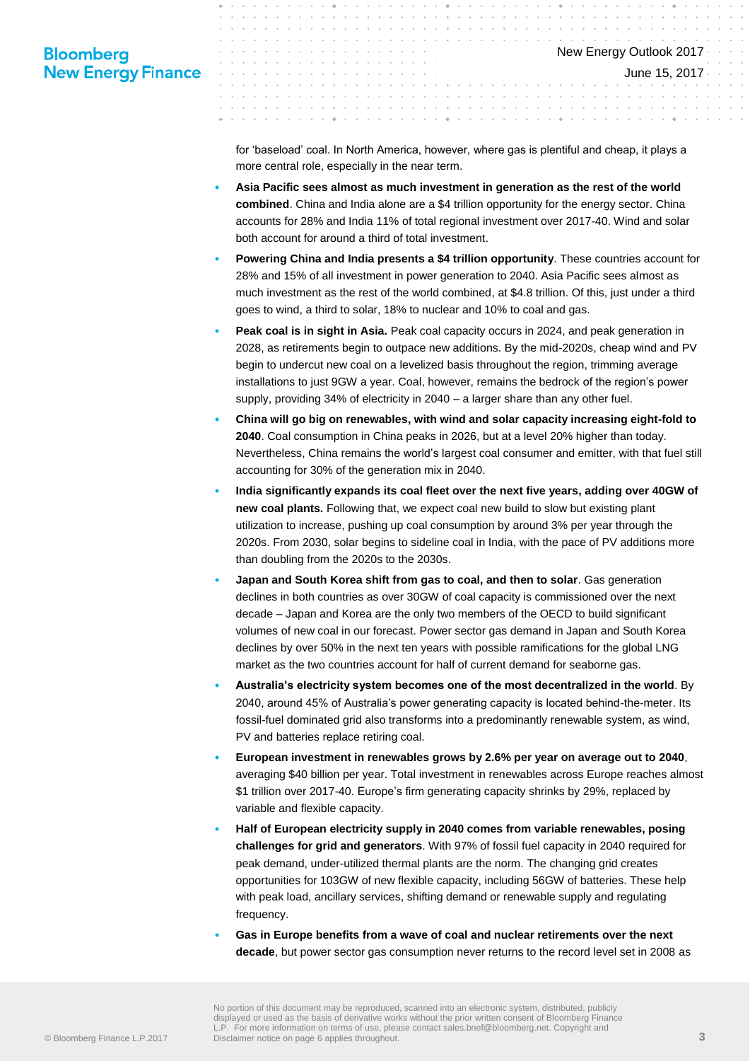for 'baseload' coal. In North America, however, where gas is plentiful and cheap, it plays a more central role, especially in the near term.

- **Asia Pacific sees almost as much investment in generation as the rest of the world combined**. China and India alone are a $4 trillion opportunity for the energy sector. China accounts for 28% and India 11% of total regional investment over 2017-40. Wind and solar both account for around a third of total investment.
- **Powering China and India presents a $4 trillion opportunity**. These countries account for 28% and 15% of all investment in power generation to 2040. Asia Pacific sees almost as much investment as the rest of the world combined, at $4.8 trillion. Of this, just under a third goes to wind, a third to solar, 18% to nuclear and 10% to coal and gas.
- **Peak coal is in sight in Asia.** Peak coal capacity occurs in 2024, and peak generation in 2028, as retirements begin to outpace new additions. By the mid-2020s, cheap wind and PV begin to undercut new coal on a levelized basis throughout the region, trimming average installations to just 9GW a year. Coal, however, remains the bedrock of the region's power supply, providing 34% of electricity in 2040 – a larger share than any other fuel.
- **China will go big on renewables, with wind and solar capacity increasing eight-fold to 2040**. Coal consumption in China peaks in 2026, but at a level 20% higher than today. Nevertheless, China remains the world's largest coal consumer and emitter, with that fuel still accounting for 30% of the generation mix in 2040.
- **India significantly expands its coal fleet over the next five years, adding over 40GW of new coal plants.** Following that, we expect coal new build to slow but existing plant utilization to increase, pushing up coal consumption by around 3% per year through the 2020s. From 2030, solar begins to sideline coal in India, with the pace of PV additions more than doubling from the 2020s to the 2030s.
- **Japan and South Korea shift from gas to coal, and then to solar**. Gas generation declines in both countries as over 30GW of coal capacity is commissioned over the next decade – Japan and Korea are the only two members of the OECD to build significant volumes of new coal in our forecast. Power sector gas demand in Japan and South Korea declines by over 50% in the next ten years with possible ramifications for the global LNG market as the two countries account for half of current demand for seaborne gas.
- **Australia's electricity system becomes one of the most decentralized in the world**. By 2040, around 45% of Australia's power generating capacity is located behind-the-meter. Its fossil-fuel dominated grid also transforms into a predominantly renewable system, as wind, PV and batteries replace retiring coal.
- **European investment in renewables grows by 2.6% per year on average out to 2040**, averaging $40 billion per year. Total investment in renewables across Europe reaches almost $1 trillion over 2017-40. Europe's firm generating capacity shrinks by 29%, replaced by variable and flexible capacity.
- **Half of European electricity supply in 2040 comes from variable renewables, posing challenges for grid and generators**. With 97% of fossil fuel capacity in 2040 required for peak demand, under-utilized thermal plants are the norm. The changing grid creates opportunities for 103GW of new flexible capacity, including 56GW of batteries. These help with peak load, ancillary services, shifting demand or renewable supply and regulating frequency.
- **Gas in Europe benefits from a wave of coal and nuclear retirements over the next decade**, but power sector gas consumption never returns to the record level set in 2008 as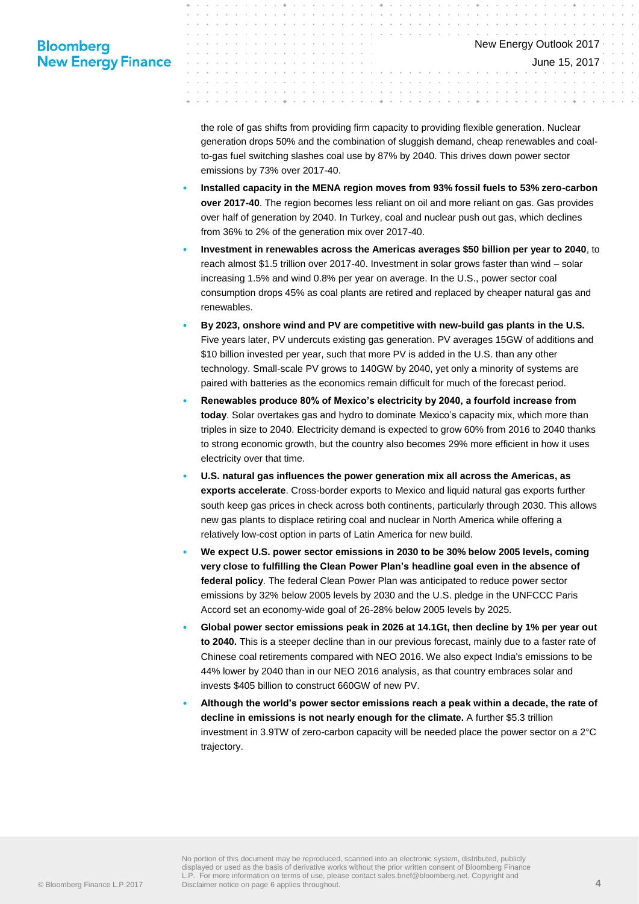the role of gas shifts from providing firm capacity to providing flexible generation. Nuclear generation drops 50% and the combination of sluggish demand, cheap renewables and coal-to-gas fuel switching slashes coal use by 87% by 2040. This drives down power sector emissions by 73% over 2017-40.

- **Installed capacity in the MENA region moves from 93% fossil fuels to 53% zero-carbon over 2017-40**. The region becomes less reliant on oil and more reliant on gas. Gas provides over half of generation by 2040. In Turkey, coal and nuclear push out gas, which declines from 36% to 2% of the generation mix over 2017-40.
- **Investment in renewables across the Americas averages $50 billion per year to 2040**, to reach almost $1.5 trillion over 2017-40. Investment in solar grows faster than wind – solar increasing 1.5% and wind 0.8% per year on average. In the U.S., power sector coal consumption drops 45% as coal plants are retired and replaced by cheaper natural gas and renewables.
- **By 2023, onshore wind and PV are competitive with new-build gas plants in the U.S.** Five years later, PV undercuts existing gas generation. PV averages 15GW of additions and $10 billion invested per year, such that more PV is added in the U.S. than any other technology. Small-scale PV grows to 140GW by 2040, yet only a minority of systems are paired with batteries as the economics remain difficult for much of the forecast period.
- **Renewables produce 80% of Mexico's electricity by 2040, a fourfold increase from today**. Solar overtakes gas and hydro to dominate Mexico's capacity mix, which more than triples in size to 2040. Electricity demand is expected to grow 60% from 2016 to 2040 thanks to strong economic growth, but the country also becomes 29% more efficient in how it uses electricity over that time.
- **U.S. natural gas influences the power generation mix all across the Americas, as exports accelerate**. Cross-border exports to Mexico and liquid natural gas exports further south keep gas prices in check across both continents, particularly through 2030. This allows new gas plants to displace retiring coal and nuclear in North America while offering a relatively low-cost option in parts of Latin America for new build.
- **We expect U.S. power sector emissions in 2030 to be 30% below 2005 levels, coming very close to fulfilling the Clean Power Plan's headline goal even in the absence of federal policy**. The federal Clean Power Plan was anticipated to reduce power sector emissions by 32% below 2005 levels by 2030 and the U.S. pledge in the UNFCCC Paris Accord set an economy-wide goal of 26-28% below 2005 levels by 2025.
- **Global power sector emissions peak in 2026 at 14.1Gt, then decline by 1% per year out to 2040.** This is a steeper decline than in our previous forecast, mainly due to a faster rate of Chinese coal retirements compared with NEO 2016. We also expect India's emissions to be 44% lower by 2040 than in our NEO 2016 analysis, as that country embraces solar and invests $405 billion to construct 660GW of new PV.
- **Although the world's power sector emissions reach a peak within a decade, the rate of decline in emissions is not nearly enough for the climate.** A further $5.3 trillion investment in 3.9TW of zero-carbon capacity will be needed place the power sector on a 2°C trajectory.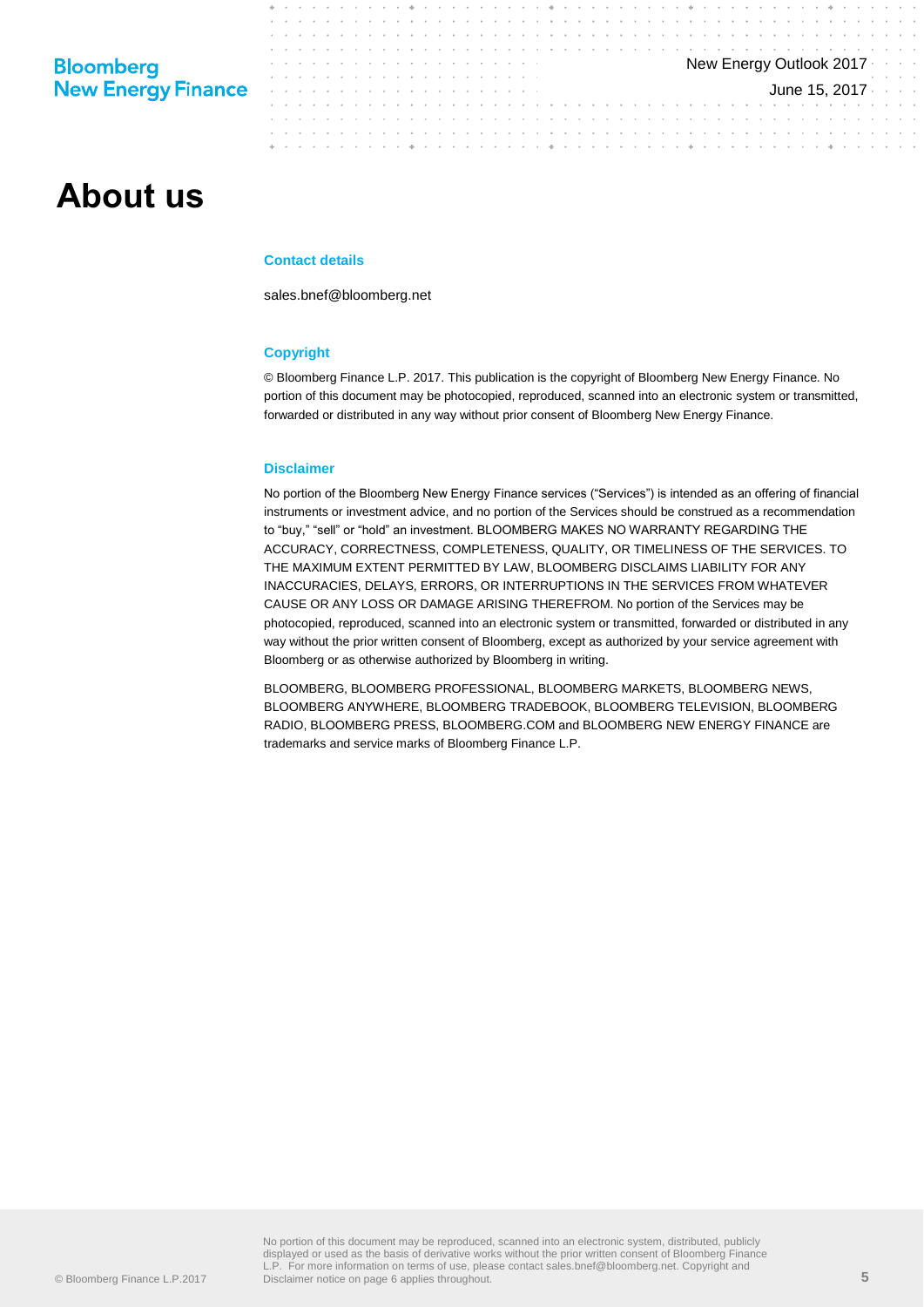# About us

### Contact details

sales.bnef@bloomberg.net

### Copyright

© Bloomberg Finance L.P. 2017. This publication is the copyright of Bloomberg New Energy Finance. No portion of this document may be photocopied, reproduced, scanned into an electronic system or transmitted, forwarded or distributed in any way without prior consent of Bloomberg New Energy Finance.

### Disclaimer

No portion of the Bloomberg New Energy Finance services ("Services") is intended as an offering of financial instruments or investment advice, and no portion of the Services should be construed as a recommendation to "buy," "sell" or "hold" an investment. BLOOMBERG MAKES NO WARRANTY REGARDING THE ACCURACY, CORRECTNESS, COMPLETENESS, QUALITY, OR TIMELINESS OF THE SERVICES. TO THE MAXIMUM EXTENT PERMITTED BY LAW, BLOOMBERG DISCLAIMS LIABILITY FOR ANY INACCURACIES, DELAYS, ERRORS, OR INTERRUPTIONS IN THE SERVICES FROM WHATEVER CAUSE OR ANY LOSS OR DAMAGE ARISING THEREFROM. No portion of the Services may be photocopied, reproduced, scanned into an electronic system or transmitted, forwarded or distributed in any way without the prior written consent of Bloomberg, except as authorized by your service agreement with Bloomberg or as otherwise authorized by Bloomberg in writing.

BLOOMBERG, BLOOMBERG PROFESSIONAL, BLOOMBERG MARKETS, BLOOMBERG NEWS, BLOOMBERG ANYWHERE, BLOOMBERG TRADEBOOK, BLOOMBERG TELEVISION, BLOOMBERG RADIO, BLOOMBERG PRESS, BLOOMBERG.COM and BLOOMBERG NEW ENERGY FINANCE are trademarks and service marks of Bloomberg Finance L.P.